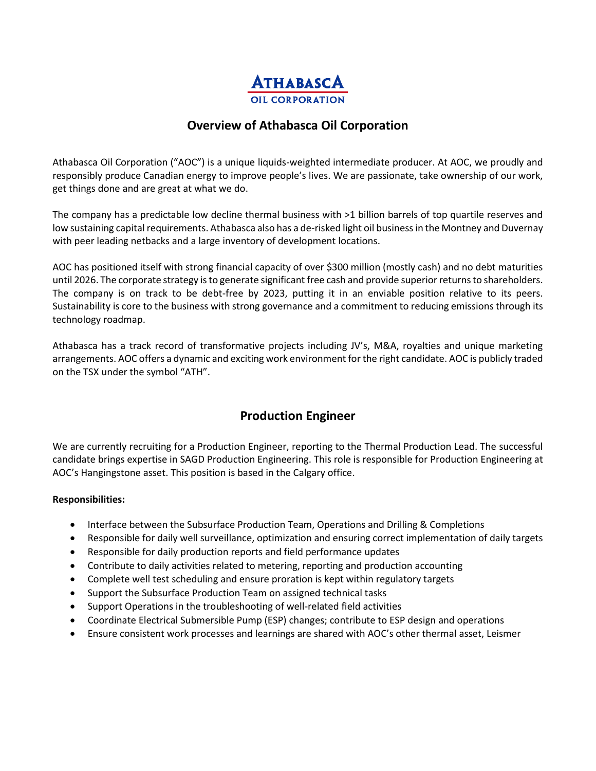ATHABASCA
OIL CORPORATION

# Overview of Athabasca Oil Corporation

Athabasca Oil Corporation ("AOC") is a unique liquids-weighted intermediate producer. At AOC, we proudly and responsibly produce Canadian energy to improve people's lives. We are passionate, take ownership of our work, get things done and are great at what we do.

The company has a predictable low decline thermal business with >1 billion barrels of top quartile reserves and low sustaining capital requirements. Athabasca also has a de-risked light oil business in the Montney and Duvernay with peer leading netbacks and a large inventory of development locations.

AOC has positioned itself with strong financial capacity of over $300 million (mostly cash) and no debt maturities until 2026. The corporate strategy is to generate significant free cash and provide superior returns to shareholders. The company is on track to be debt-free by 2023, putting it in an enviable position relative to its peers. Sustainability is core to the business with strong governance and a commitment to reducing emissions through its technology roadmap.

Athabasca has a track record of transformative projects including JV's, M&A, royalties and unique marketing arrangements. AOC offers a dynamic and exciting work environment for the right candidate. AOC is publicly traded on the TSX under the symbol "ATH".

## Production Engineer

We are currently recruiting for a Production Engineer, reporting to the Thermal Production Lead. The successful candidate brings expertise in SAGD Production Engineering. This role is responsible for Production Engineering at AOC's Hangingstone asset. This position is based in the Calgary office.

**Responsibilities:**

- Interface between the Subsurface Production Team, Operations and Drilling & Completions
- Responsible for daily well surveillance, optimization and ensuring correct implementation of daily targets
- Responsible for daily production reports and field performance updates
- Contribute to daily activities related to metering, reporting and production accounting
- Complete well test scheduling and ensure proration is kept within regulatory targets
- Support the Subsurface Production Team on assigned technical tasks
- Support Operations in the troubleshooting of well-related field activities
- Coordinate Electrical Submersible Pump (ESP) changes; contribute to ESP design and operations
- Ensure consistent work processes and learnings are shared with AOC's other thermal asset, Leismer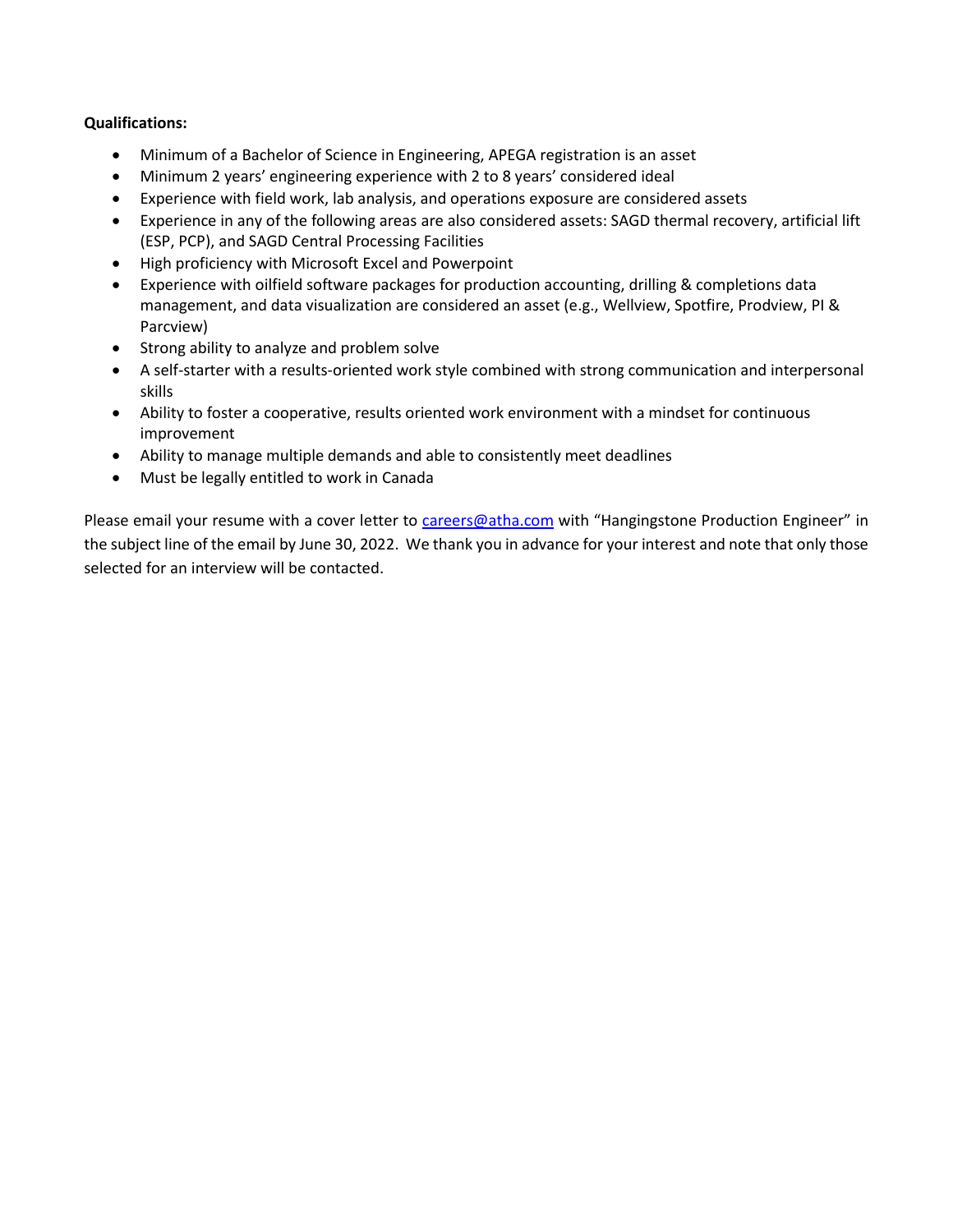**Qualifications:**

- Minimum of a Bachelor of Science in Engineering, APEGA registration is an asset
- Minimum 2 years' engineering experience with 2 to 8 years' considered ideal
- Experience with field work, lab analysis, and operations exposure are considered assets
- Experience in any of the following areas are also considered assets: SAGD thermal recovery, artificial lift (ESP, PCP), and SAGD Central Processing Facilities
- High proficiency with Microsoft Excel and Powerpoint
- Experience with oilfield software packages for production accounting, drilling & completions data management, and data visualization are considered an asset (e.g., Wellview, Spotfire, Prodview, PI & Parcview)
- Strong ability to analyze and problem solve
- A self-starter with a results-oriented work style combined with strong communication and interpersonal skills
- Ability to foster a cooperative, results oriented work environment with a mindset for continuous improvement
- Ability to manage multiple demands and able to consistently meet deadlines
- Must be legally entitled to work in Canada

Please email your resume with a cover letter to careers@atha.com with "Hangingstone Production Engineer" in the subject line of the email by June 30, 2022. We thank you in advance for your interest and note that only those selected for an interview will be contacted.